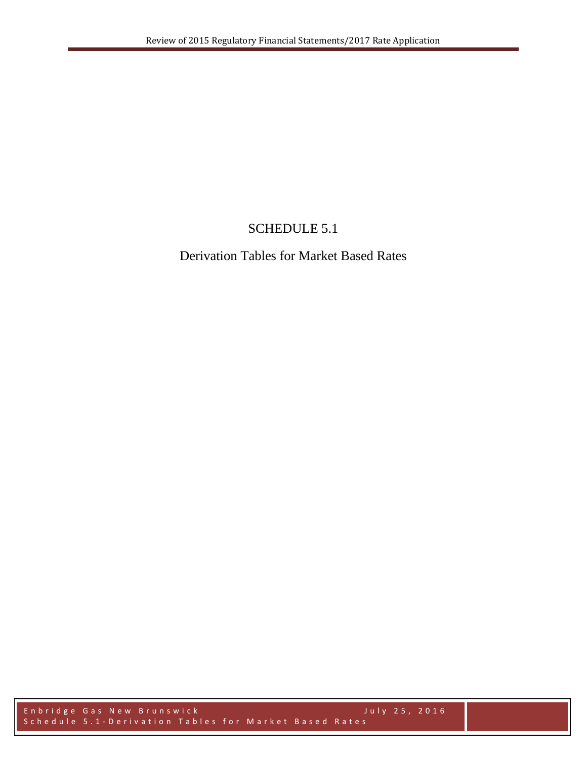# SCHEDULE 5.1

## Derivation Tables for Market Based Rates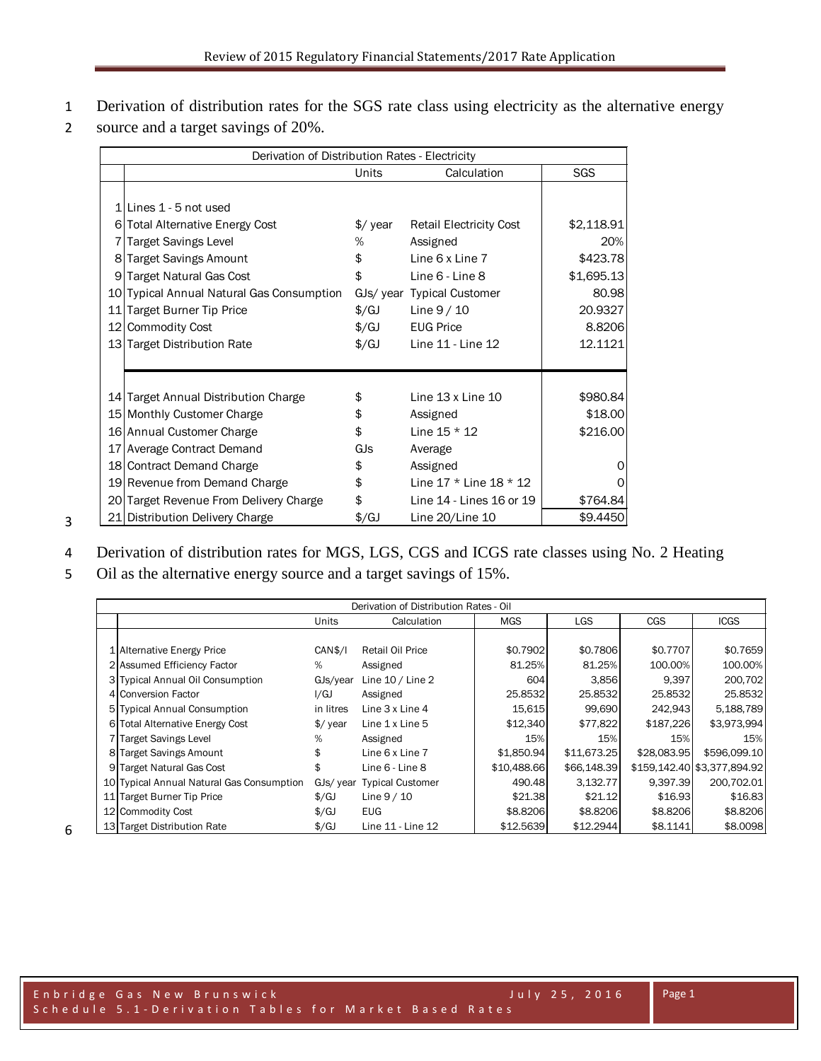Derivation of distribution rates for the SGS rate class using electricity as the alternative energy source and a target savings of 20%.

| Derivation of Distribution Rates - Electricity | | | | |
|---|---|---|---|---|
| | | Units | Calculation | SGS |
| 1 | Lines 1 - 5 not used | | | |
| 6 | Total Alternative Energy Cost | $/ year | Retail Electricity Cost | $2,118.91 |
| 7 | Target Savings Level | % | Assigned | 20% |
| 8 | Target Savings Amount | $ | Line 6 x Line 7 | $423.78 |
| 9 | Target Natural Gas Cost | $ | Line 6 - Line 8 | $1,695.13 |
| 10 | Typical Annual Natural Gas Consumption | GJs/ year | Typical Customer | 80.98 |
| 11 | Target Burner Tip Price | $/GJ | Line 9 / 10 | 20.9327 |
| 12 | Commodity Cost | $/GJ | EUG Price | 8.8206 |
| 13 | Target Distribution Rate | $/GJ | Line 11 - Line 12 | 12.1121 |
| 14 | Target Annual Distribution Charge | $ | Line 13 x Line 10 | $980.84 |
| 15 | Monthly Customer Charge | $ | Assigned | $18.00 |
| 16 | Annual Customer Charge | $ | Line 15 * 12 | $216.00 |
| 17 | Average Contract Demand | GJs | Average | |
| 18 | Contract Demand Charge | $ | Assigned | 0 |
| 19 | Revenue from Demand Charge | $ | Line 17 * Line 18 * 12 | 0 |
| 20 | Target Revenue From Delivery Charge | $ | Line 14 - Lines 16 or 19 | $764.84 |
| 21 | Distribution Delivery Charge | $/GJ | Line 20/Line 10 | $9.4450 |

Derivation of distribution rates for MGS, LGS, CGS and ICGS rate classes using No. 2 Heating Oil as the alternative energy source and a target savings of 15%.

| Derivation of Distribution Rates - Oil | | | | | | | |
|---|---|---|---|---|---|---|---|
| | | Units | Calculation | MGS | LGS | CGS | ICGS |
| 1 | Alternative Energy Price | CAN$/l | Retail Oil Price | $0.7902 | $0.7806 | $0.7707 | $0.7659 |
| 2 | Assumed Efficiency Factor | % | Assigned | 81.25% | 81.25% | 100.00% | 100.00% |
| 3 | Typical Annual Oil Consumption | GJs/year | Line 10 / Line 2 | 604 | 3,856 | 9,397 | 200,702 |
| 4 | Conversion Factor | l/GJ | Assigned | 25.8532 | 25.8532 | 25.8532 | 25.8532 |
| 5 | Typical Annual Consumption | in litres | Line 3 x Line 4 | 15,615 | 99,690 | 242,943 | 5,188,789 |
| 6 | Total Alternative Energy Cost | $/ year | Line 1 x Line 5 | $12,340 | $77,822 | $187,226 | $3,973,994 |
| 7 | Target Savings Level | % | Assigned | 15% | 15% | 15% | 15% |
| 8 | Target Savings Amount | $ | Line 6 x Line 7 | $1,850.94 | $11,673.25 | $28,083.95 | $596,099.10 |
| 9 | Target Natural Gas Cost | $ | Line 6 - Line 8 | $10,488.66 | $66,148.39 | $159,142.40 | $3,377,894.92 |
| 10 | Typical Annual Natural Gas Consumption | GJs/ year | Typical Customer | 490.48 | 3,132.77 | 9,397.39 | 200,702.01 |
| 11 | Target Burner Tip Price | $/GJ | Line 9 / 10 | $21.38 | $21.12 | $16.93 | $16.83 |
| 12 | Commodity Cost | $/GJ | EUG | $8.8206 | $8.8206 | $8.8206 | $8.8206 |
| 13 | Target Distribution Rate | $/GJ | Line 11 - Line 12 | $12.5639 | $12.2944 | $8.1141 | $8.0098 |